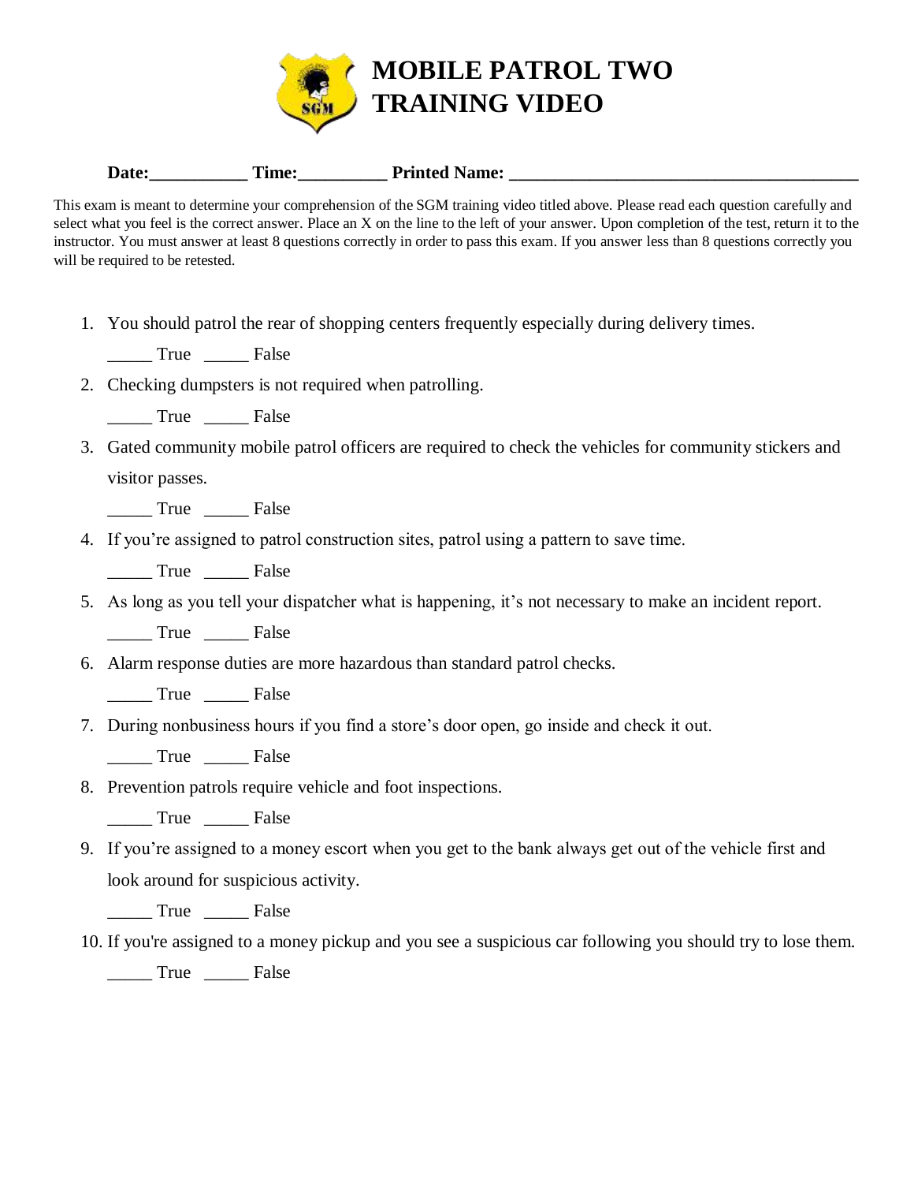# MOBILE PATROL TWO TRAINING VIDEO

**Date:___________ Time:__________ Printed Name: ________________________________________**

This exam is meant to determine your comprehension of the SGM training video titled above. Please read each question carefully and select what you feel is the correct answer. Place an X on the line to the left of your answer. Upon completion of the test, return it to the instructor. You must answer at least 8 questions correctly in order to pass this exam. If you answer less than 8 questions correctly you will be required to be retested.

1. You should patrol the rear of shopping centers frequently especially during delivery times.

   _____ True _____ False

2. Checking dumpsters is not required when patrolling.

   _____ True _____ False

3. Gated community mobile patrol officers are required to check the vehicles for community stickers and visitor passes.

   _____ True _____ False

4. If you're assigned to patrol construction sites, patrol using a pattern to save time.

   _____ True _____ False

5. As long as you tell your dispatcher what is happening, it's not necessary to make an incident report.

   _____ True _____ False

6. Alarm response duties are more hazardous than standard patrol checks.

   _____ True _____ False

7. During nonbusiness hours if you find a store's door open, go inside and check it out.

   _____ True _____ False

8. Prevention patrols require vehicle and foot inspections.

   _____ True _____ False

9. If you're assigned to a money escort when you get to the bank always get out of the vehicle first and look around for suspicious activity.

   _____ True _____ False

10. If you're assigned to a money pickup and you see a suspicious car following you should try to lose them.

    _____ True _____ False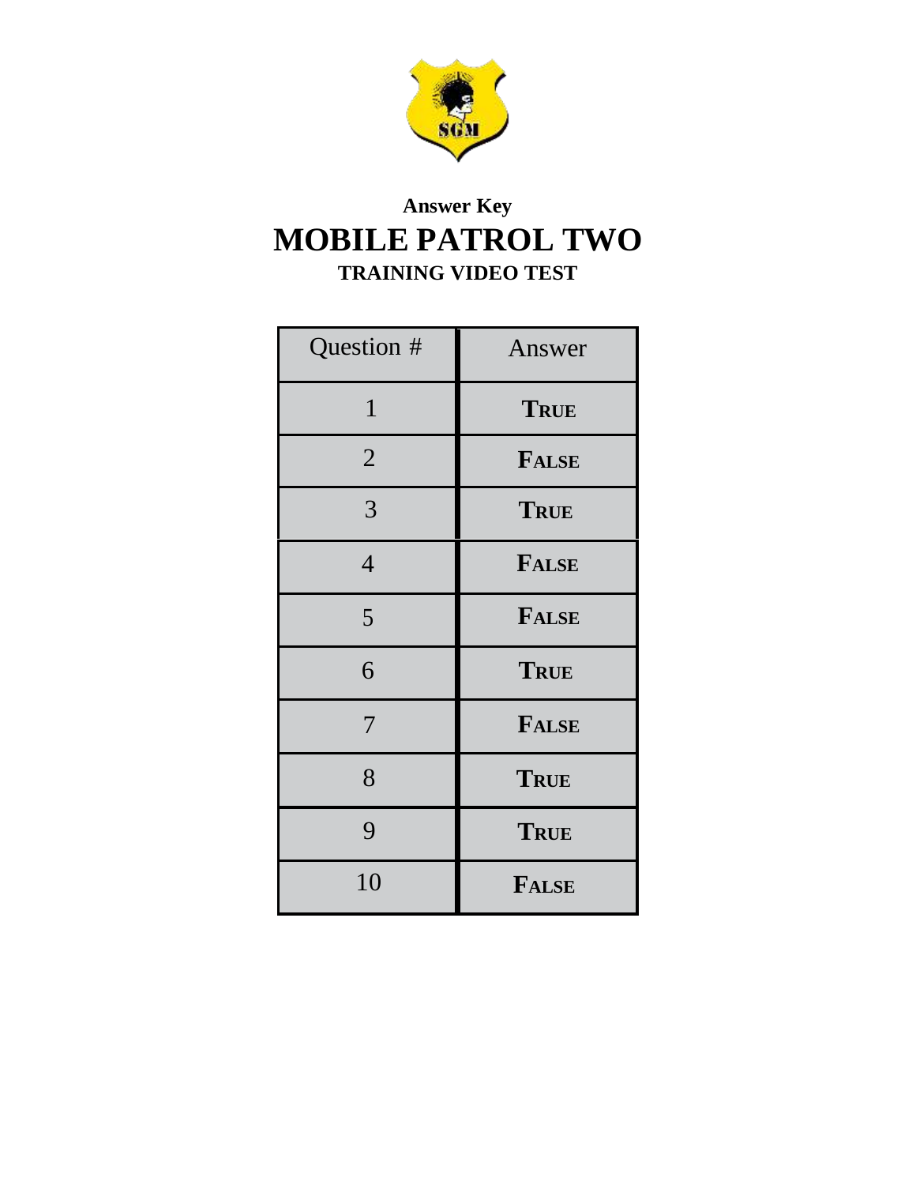**Answer Key**

# MOBILE PATROL TWO

**TRAINING VIDEO TEST**

| Question # | Answer |
|---|---|
| 1 | **TRUE** |
| 2 | **FALSE** |
| 3 | **TRUE** |
| 4 | **FALSE** |
| 5 | **FALSE** |
| 6 | **TRUE** |
| 7 | **FALSE** |
| 8 | **TRUE** |
| 9 | **TRUE** |
| 10 | **FALSE** |